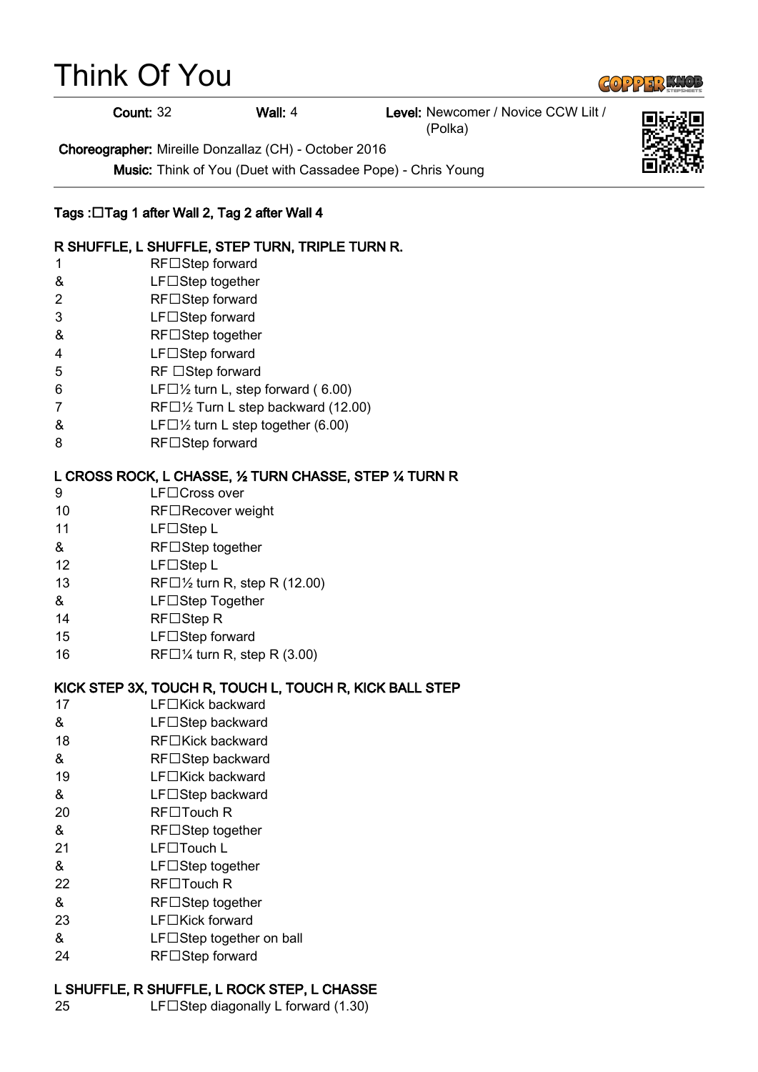# Think Of You

**Count:** 32 **Wall:** 4 **Level:** Newcomer / Novice CCW Lilt / (Polka)

**Choreographer:** Mireille Donzallaz (CH) - October 2016

**Music:** Think of You (Duet with Cassadee Pope) - Chris Young

**Tags : Tag 1 after Wall 2, Tag 2 after Wall 4**

**R SHUFFLE, L SHUFFLE, STEP TURN, TRIPLE TURN R.**

| | |
|---|---|
| 1 | RF Step forward |
| & | LF Step together |
| 2 | RF Step forward |
| 3 | LF Step forward |
| & | RF Step together |
| 4 | LF Step forward |
| 5 | RF Step forward |
| 6 | LF ½ turn L, step forward ( 6.00) |
| 7 | RF ½ Turn L step backward (12.00) |
| & | LF ½ turn L step together (6.00) |
| 8 | RF Step forward |

**L CROSS ROCK, L CHASSE, ½ TURN CHASSE, STEP ¼ TURN R**

| | |
|---|---|
| 9 | LF Cross over |
| 10 | RF Recover weight |
| 11 | LF Step L |
| & | RF Step together |
| 12 | LF Step L |
| 13 | RF ½ turn R, step R (12.00) |
| & | LF Step Together |
| 14 | RF Step R |
| 15 | LF Step forward |
| 16 | RF ¼ turn R, step R (3.00) |

**KICK STEP 3X, TOUCH R, TOUCH L, TOUCH R, KICK BALL STEP**

| | |
|---|---|
| 17 | LF Kick backward |
| & | LF Step backward |
| 18 | RF Kick backward |
| & | RF Step backward |
| 19 | LF Kick backward |
| & | LF Step backward |
| 20 | RF Touch R |
| & | RF Step together |
| 21 | LF Touch L |
| & | LF Step together |
| 22 | RF Touch R |
| & | RF Step together |
| 23 | LF Kick forward |
| & | LF Step together on ball |
| 24 | RF Step forward |

**L SHUFFLE, R SHUFFLE, L ROCK STEP, L CHASSE**

| | |
|---|---|
| 25 | LF Step diagonally L forward (1.30) |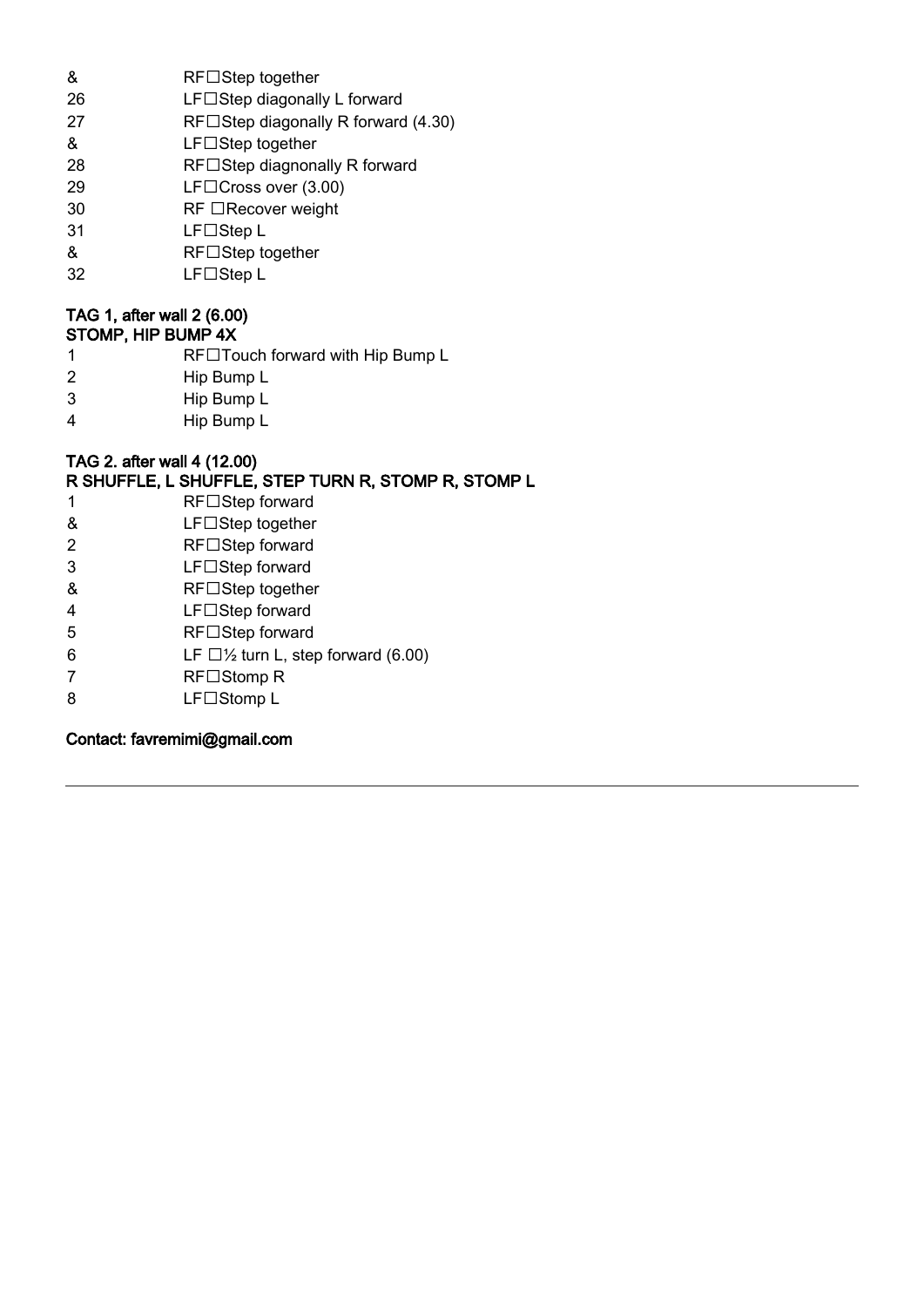| | | |
|---|---|---|
| & | RF□Step together |
| 26 | LF□Step diagonally L forward |
| 27 | RF□Step diagonally R forward (4.30) |
| & | LF□Step together |
| 28 | RF□Step diagnonally R forward |
| 29 | LF□Cross over (3.00) |
| 30 | RF □Recover weight |
| 31 | LF□Step L |
| & | RF□Step together |
| 32 | LF□Step L |

**TAG 1, after wall 2 (6.00)**
**STOMP, HIP BUMP 4X**

| | |
|---|---|
| 1 | RF□Touch forward with Hip Bump L |
| 2 | Hip Bump L |
| 3 | Hip Bump L |
| 4 | Hip Bump L |

**TAG 2. after wall 4 (12.00)**
**R SHUFFLE, L SHUFFLE, STEP TURN R, STOMP R, STOMP L**

| | |
|---|---|
| 1 | RF□Step forward |
| & | LF□Step together |
| 2 | RF□Step forward |
| 3 | LF□Step forward |
| & | RF□Step together |
| 4 | LF□Step forward |
| 5 | RF□Step forward |
| 6 | LF □½ turn L, step forward (6.00) |
| 7 | RF□Stomp R |
| 8 | LF□Stomp L |

**Contact: favremimi@gmail.com**